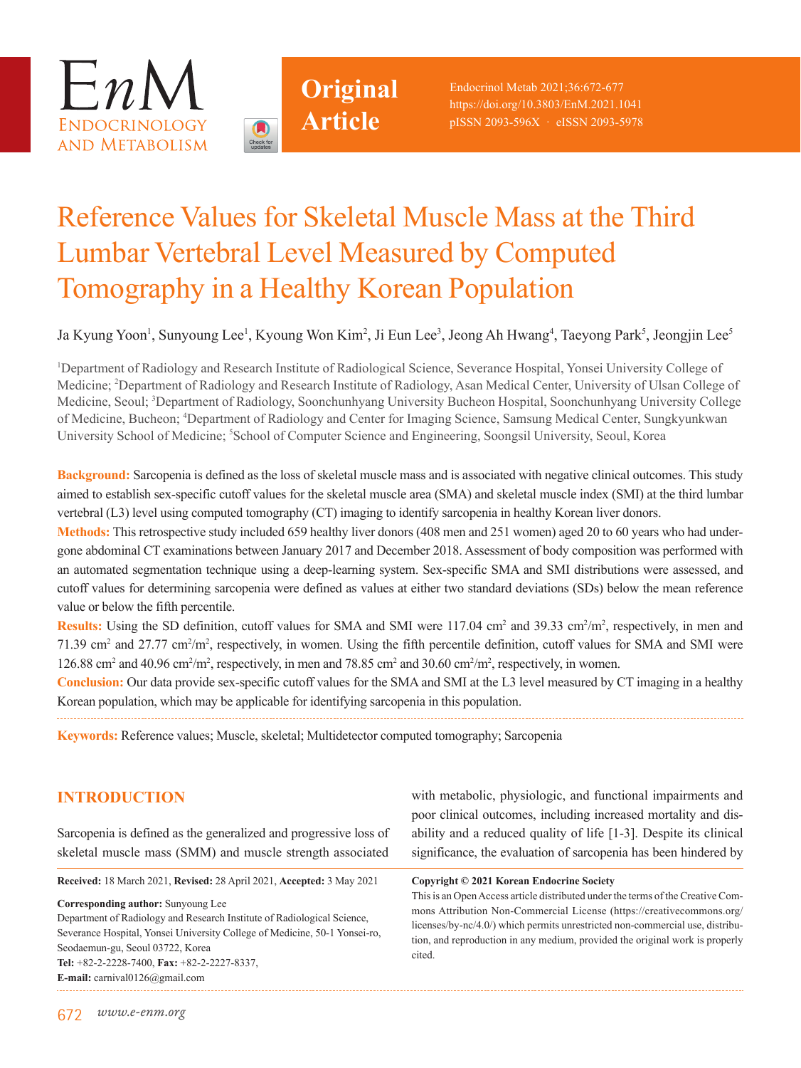Original Article

# Reference Values for Skeletal Muscle Mass at the Third Lumbar Vertebral Level Measured by Computed Tomography in a Healthy Korean Population

Ja Kyung Yoon[1], Sunyoung Lee[1], Kyoung Won Kim[2], Ji Eun Lee[3], Jeong Ah Hwang[4], Taeyong Park[5], Jeongjin Lee[5]

[1]Department of Radiology and Research Institute of Radiological Science, Severance Hospital, Yonsei University College of Medicine; [2]Department of Radiology and Research Institute of Radiology, Asan Medical Center, University of Ulsan College of Medicine, Seoul; [3]Department of Radiology, Soonchunhyang University Bucheon Hospital, Soonchunhyang University College of Medicine, Bucheon; [4]Department of Radiology and Center for Imaging Science, Samsung Medical Center, Sungkyunkwan University School of Medicine; [5]School of Computer Science and Engineering, Soongsil University, Seoul, Korea

**Background:** Sarcopenia is defined as the loss of skeletal muscle mass and is associated with negative clinical outcomes. This study aimed to establish sex-specific cutoff values for the skeletal muscle area (SMA) and skeletal muscle index (SMI) at the third lumbar vertebral (L3) level using computed tomography (CT) imaging to identify sarcopenia in healthy Korean liver donors.

**Methods:** This retrospective study included 659 healthy liver donors (408 men and 251 women) aged 20 to 60 years who had undergone abdominal CT examinations between January 2017 and December 2018. Assessment of body composition was performed with an automated segmentation technique using a deep-learning system. Sex-specific SMA and SMI distributions were assessed, and cutoff values for determining sarcopenia were defined as values at either two standard deviations (SDs) below the mean reference value or below the fifth percentile.

**Results:** Using the SD definition, cutoff values for SMA and SMI were 117.04 $cm^2$ and 39.33 $cm^2/m^2$, respectively, in men and 71.39 $cm^2$ and 27.77 $cm^2/m^2$, respectively, in women. Using the fifth percentile definition, cutoff values for SMA and SMI were 126.88 $cm^2$ and 40.96 $cm^2/m^2$, respectively, in men and 78.85 $cm^2$ and 30.60 $cm^2/m^2$, respectively, in women.

**Conclusion:** Our data provide sex-specific cutoff values for the SMA and SMI at the L3 level measured by CT imaging in a healthy Korean population, which may be applicable for identifying sarcopenia in this population.

**Keywords:** Reference values; Muscle, skeletal; Multidetector computed tomography; Sarcopenia

## INTRODUCTION

Sarcopenia is defined as the generalized and progressive loss of skeletal muscle mass (SMM) and muscle strength associated with metabolic, physiologic, and functional impairments and poor clinical outcomes, including increased mortality and disability and a reduced quality of life [1-3]. Despite its clinical significance, the evaluation of sarcopenia has been hindered by

**Received:** 18 March 2021, **Revised:** 28 April 2021, **Accepted:** 3 May 2021

**Corresponding author:** Sunyoung Lee
Department of Radiology and Research Institute of Radiological Science, Severance Hospital, Yonsei University College of Medicine, 50-1 Yonsei-ro, Seodaemun-gu, Seoul 03722, Korea
**Tel:** +82-2-2228-7400, **Fax:** +82-2-2227-8337,
**E-mail:** carnival0126@gmail.com

**Copyright © 2021 Korean Endocrine Society**
This is an Open Access article distributed under the terms of the Creative Commons Attribution Non-Commercial License (https://creativecommons.org/licenses/by-nc/4.0/) which permits unrestricted non-commercial use, distribution, and reproduction in any medium, provided the original work is properly cited.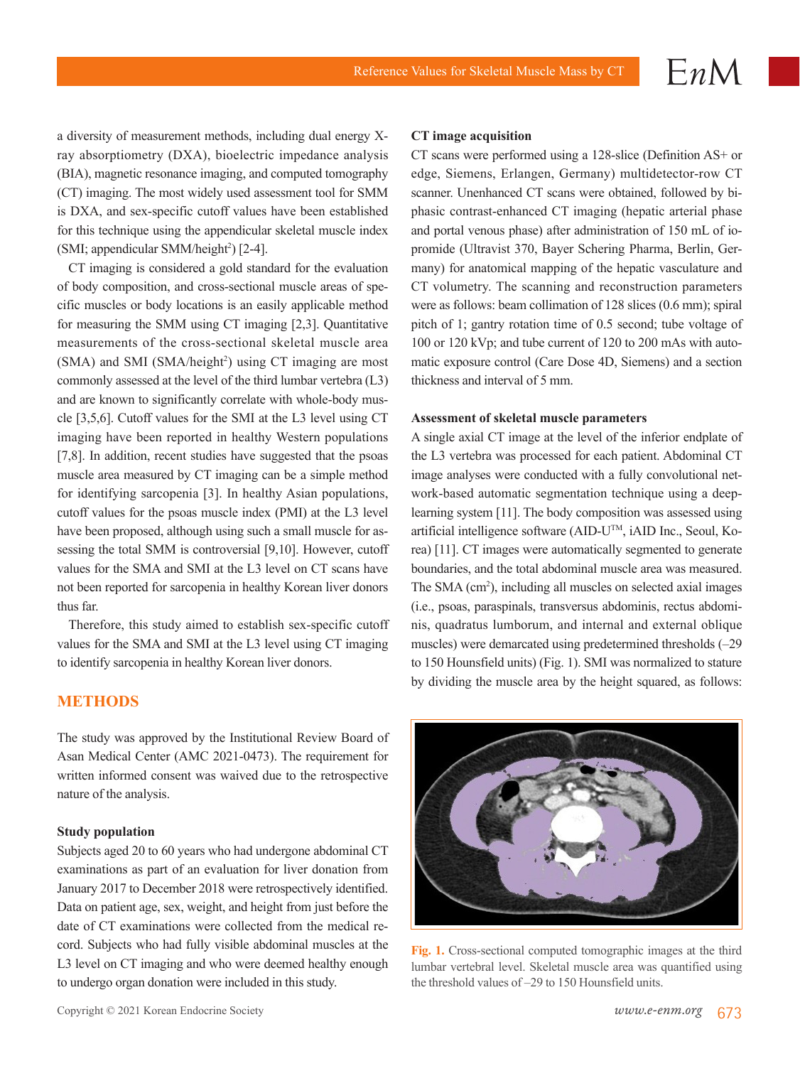a diversity of measurement methods, including dual energy X-ray absorptiometry (DXA), bioelectric impedance analysis (BIA), magnetic resonance imaging, and computed tomography (CT) imaging. The most widely used assessment tool for SMM is DXA, and sex-specific cutoff values have been established for this technique using the appendicular skeletal muscle index (SMI; appendicular SMM/height$^2$) [2-4].

CT imaging is considered a gold standard for the evaluation of body composition, and cross-sectional muscle areas of specific muscles or body locations is an easily applicable method for measuring the SMM using CT imaging [2,3]. Quantitative measurements of the cross-sectional skeletal muscle area (SMA) and SMI (SMA/height$^2$) using CT imaging are most commonly assessed at the level of the third lumbar vertebra (L3) and are known to significantly correlate with whole-body muscle [3,5,6]. Cutoff values for the SMI at the L3 level using CT imaging have been reported in healthy Western populations [7,8]. In addition, recent studies have suggested that the psoas muscle area measured by CT imaging can be a simple method for identifying sarcopenia [3]. In healthy Asian populations, cutoff values for the psoas muscle index (PMI) at the L3 level have been proposed, although using such a small muscle for assessing the total SMM is controversial [9,10]. However, cutoff values for the SMA and SMI at the L3 level on CT scans have not been reported for sarcopenia in healthy Korean liver donors thus far.

Therefore, this study aimed to establish sex-specific cutoff values for the SMA and SMI at the L3 level using CT imaging to identify sarcopenia in healthy Korean liver donors.

## METHODS

The study was approved by the Institutional Review Board of Asan Medical Center (AMC 2021-0473). The requirement for written informed consent was waived due to the retrospective nature of the analysis.

### Study population

Subjects aged 20 to 60 years who had undergone abdominal CT examinations as part of an evaluation for liver donation from January 2017 to December 2018 were retrospectively identified. Data on patient age, sex, weight, and height from just before the date of CT examinations were collected from the medical record. Subjects who had fully visible abdominal muscles at the L3 level on CT imaging and who were deemed healthy enough to undergo organ donation were included in this study.

### CT image acquisition

CT scans were performed using a 128-slice (Definition AS+ or edge, Siemens, Erlangen, Germany) multidetector-row CT scanner. Unenhanced CT scans were obtained, followed by biphasic contrast-enhanced CT imaging (hepatic arterial phase and portal venous phase) after administration of 150 mL of iopromide (Ultravist 370, Bayer Schering Pharma, Berlin, Germany) for anatomical mapping of the hepatic vasculature and CT volumetry. The scanning and reconstruction parameters were as follows: beam collimation of 128 slices (0.6 mm); spiral pitch of 1; gantry rotation time of 0.5 second; tube voltage of 100 or 120 kVp; and tube current of 120 to 200 mAs with automatic exposure control (Care Dose 4D, Siemens) and a section thickness and interval of 5 mm.

### Assessment of skeletal muscle parameters

A single axial CT image at the level of the inferior endplate of the L3 vertebra was processed for each patient. Abdominal CT image analyses were conducted with a fully convolutional network-based automatic segmentation technique using a deep-learning system [11]. The body composition was assessed using artificial intelligence software (AID-U™, iAID Inc., Seoul, Korea) [11]. CT images were automatically segmented to generate boundaries, and the total abdominal muscle area was measured. The SMA (cm$^2$), including all muscles on selected axial images (i.e., psoas, paraspinals, transversus abdominis, rectus abdominis, quadratus lumborum, and internal and external oblique muscles) were demarcated using predetermined thresholds (–29 to 150 Hounsfield units) (Fig. 1). SMI was normalized to stature by dividing the muscle area by the height squared, as follows:

**Fig. 1.** Cross-sectional computed tomographic images at the third lumbar vertebral level. Skeletal muscle area was quantified using the threshold values of –29 to 150 Hounsfield units.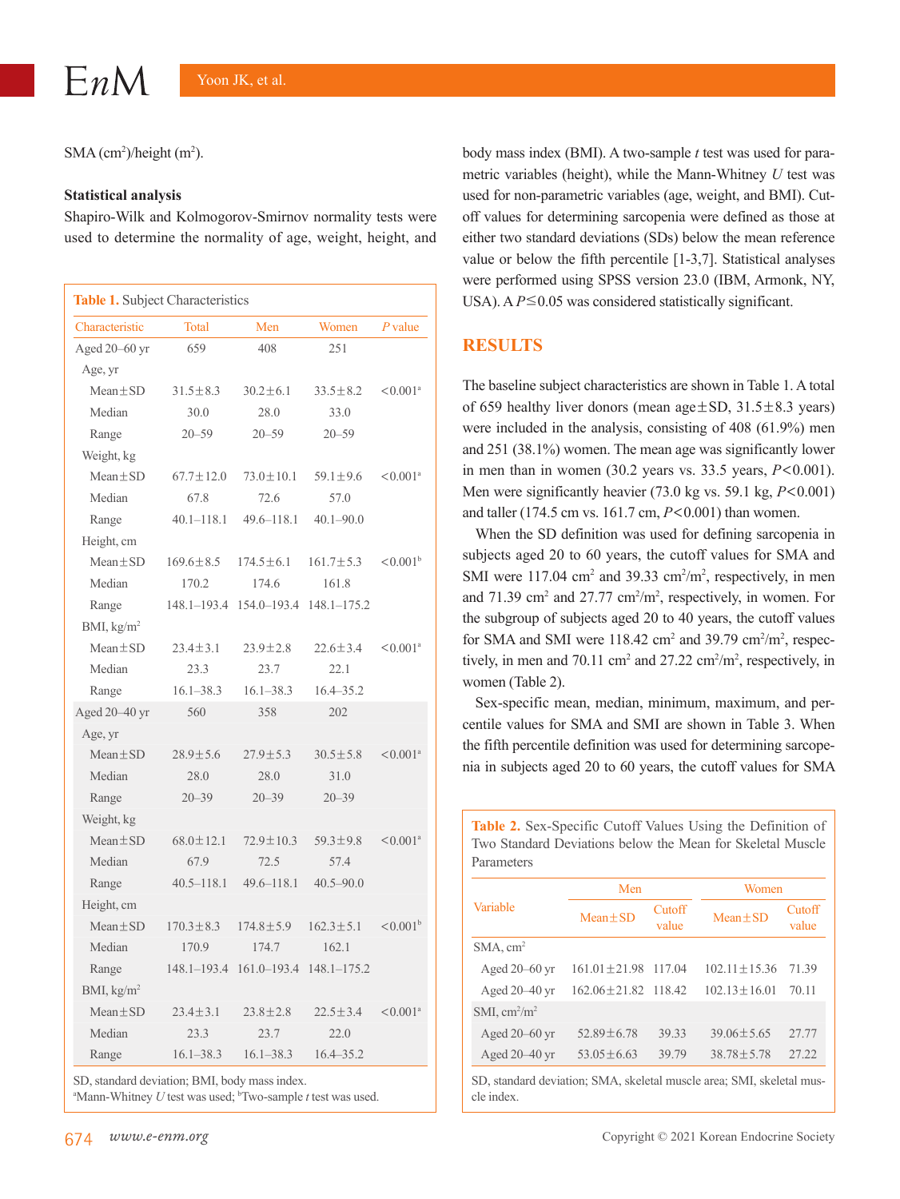SMA (cm²)/height (m²).

### Statistical analysis

Shapiro-Wilk and Kolmogorov-Smirnov normality tests were used to determine the normality of age, weight, height, and body mass index (BMI). A two-sample *t* test was used for parametric variables (height), while the Mann-Whitney *U* test was used for non-parametric variables (age, weight, and BMI). Cutoff values for determining sarcopenia were defined as those at either two standard deviations (SDs) below the mean reference value or below the fifth percentile [1-3,7]. Statistical analyses were performed using SPSS version 23.0 (IBM, Armonk, NY, USA). A $P \leq 0.05$ was considered statistically significant.

**Table 1.** Subject Characteristics

| Characteristic | Total | Men | Women | *P* value |
|---|---|---|---|---|
| Aged 20–60 yr | 659 | 408 | 251 | |
| Age, yr | | | | |
| Mean±SD | 31.5±8.3 | 30.2±6.1 | 33.5±8.2 | <0.001[a] |
| Median | 30.0 | 28.0 | 33.0 | |
| Range | 20–59 | 20–59 | 20–59 | |
| Weight, kg | | | | |
| Mean±SD | 67.7±12.0 | 73.0±10.1 | 59.1±9.6 | <0.001[a] |
| Median | 67.8 | 72.6 | 57.0 | |
| Range | 40.1–118.1 | 49.6–118.1 | 40.1–90.0 | |
| Height, cm | | | | |
| Mean±SD | 169.6±8.5 | 174.5±6.1 | 161.7±5.3 | <0.001[b] |
| Median | 170.2 | 174.6 | 161.8 | |
| Range | 148.1–193.4 | 154.0–193.4 | 148.1–175.2 | |
| BMI, kg/m² | | | | |
| Mean±SD | 23.4±3.1 | 23.9±2.8 | 22.6±3.4 | <0.001[a] |
| Median | 23.3 | 23.7 | 22.1 | |
| Range | 16.1–38.3 | 16.1–38.3 | 16.4–35.2 | |
| Aged 20–40 yr | 560 | 358 | 202 | |
| Age, yr | | | | |
| Mean±SD | 28.9±5.6 | 27.9±5.3 | 30.5±5.8 | <0.001[a] |
| Median | 28.0 | 28.0 | 31.0 | |
| Range | 20–39 | 20–39 | 20–39 | |
| Weight, kg | | | | |
| Mean±SD | 68.0±12.1 | 72.9±10.3 | 59.3±9.8 | <0.001[a] |
| Median | 67.9 | 72.5 | 57.4 | |
| Range | 40.5–118.1 | 49.6–118.1 | 40.5–90.0 | |
| Height, cm | | | | |
| Mean±SD | 170.3±8.3 | 174.8±5.9 | 162.3±5.1 | <0.001[b] |
| Median | 170.9 | 174.7 | 162.1 | |
| Range | 148.1–193.4 | 161.0–193.4 | 148.1–175.2 | |
| BMI, kg/m² | | | | |
| Mean±SD | 23.4±3.1 | 23.8±2.8 | 22.5±3.4 | <0.001[a] |
| Median | 23.3 | 23.7 | 22.0 | |
| Range | 16.1–38.3 | 16.1–38.3 | 16.4–35.2 | |

SD, standard deviation; BMI, body mass index.
[a]Mann-Whitney *U* test was used; [b]Two-sample *t* test was used.

## RESULTS

The baseline subject characteristics are shown in Table 1. A total of 659 healthy liver donors (mean age±SD, 31.5±8.3 years) were included in the analysis, consisting of 408 (61.9%) men and 251 (38.1%) women. The mean age was significantly lower in men than in women (30.2 years vs. 33.5 years, $P<0.001$). Men were significantly heavier (73.0 kg vs. 59.1 kg, $P<0.001$) and taller (174.5 cm vs. 161.7 cm, $P<0.001$) than women.

When the SD definition was used for defining sarcopenia in subjects aged 20 to 60 years, the cutoff values for SMA and SMI were 117.04 cm² and 39.33 cm²/m², respectively, in men and 71.39 cm² and 27.77 cm²/m², respectively, in women. For the subgroup of subjects aged 20 to 40 years, the cutoff values for SMA and SMI were 118.42 cm² and 39.79 cm²/m², respectively, in men and 70.11 cm² and 27.22 cm²/m², respectively, in women (Table 2).

Sex-specific mean, median, minimum, maximum, and percentile values for SMA and SMI are shown in Table 3. When the fifth percentile definition was used for determining sarcopenia in subjects aged 20 to 60 years, the cutoff values for SMA

**Table 2.** Sex-Specific Cutoff Values Using the Definition of Two Standard Deviations below the Mean for Skeletal Muscle Parameters

| Variable | Men | | Women | |
|---|---|---|---|---|
| | Mean±SD | Cutoff value | Mean±SD | Cutoff value |
| SMA, cm² | | | | |
| Aged 20–60 yr | 161.01±21.98 | 117.04 | 102.11±15.36 | 71.39 |
| Aged 20–40 yr | 162.06±21.82 | 118.42 | 102.13±16.01 | 70.11 |
| SMI, cm²/m² | | | | |
| Aged 20–60 yr | 52.89±6.78 | 39.33 | 39.06±5.65 | 27.77 |
| Aged 20–40 yr | 53.05±6.63 | 39.79 | 38.78±5.78 | 27.22 |

SD, standard deviation; SMA, skeletal muscle area; SMI, skeletal muscle index.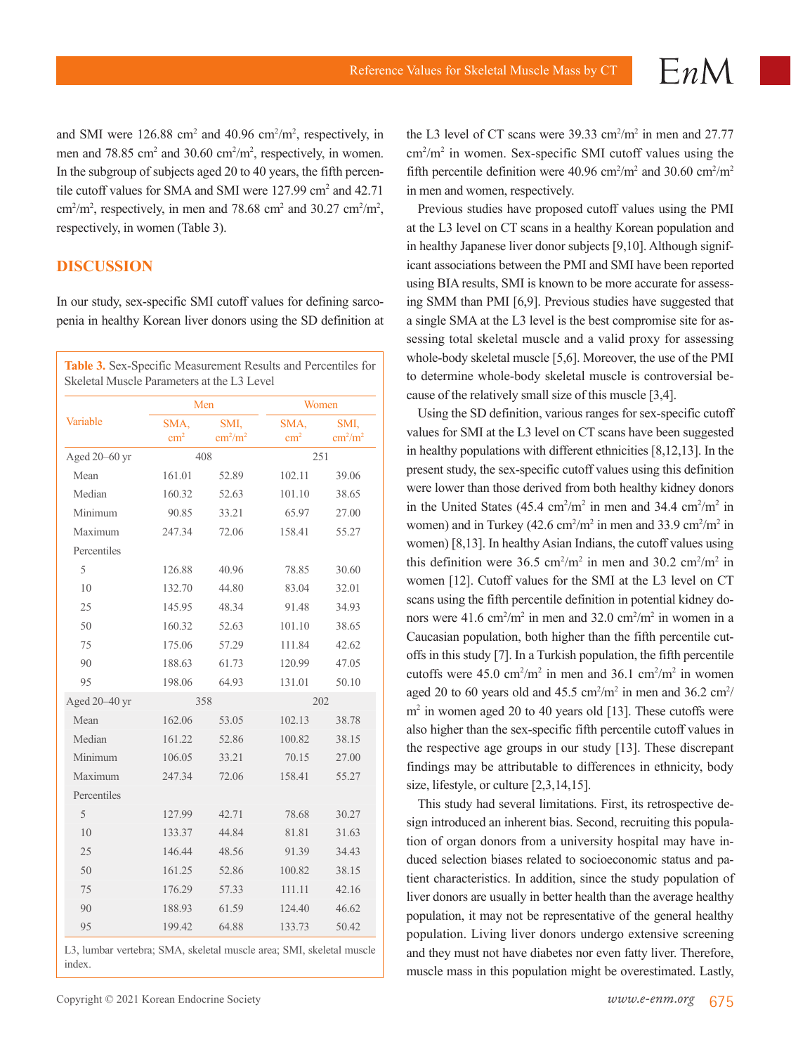and SMI were 126.88 $cm^2$ and 40.96 $cm^2/m^2$, respectively, in men and 78.85 $cm^2$ and 30.60 $cm^2/m^2$, respectively, in women. In the subgroup of subjects aged 20 to 40 years, the fifth percentile cutoff values for SMA and SMI were 127.99 $cm^2$ and 42.71 $cm^2/m^2$, respectively, in men and 78.68 $cm^2$ and 30.27 $cm^2/m^2$, respectively, in women (Table 3).

## DISCUSSION

In our study, sex-specific SMI cutoff values for defining sarcopenia in healthy Korean liver donors using the SD definition at the L3 level of CT scans were 39.33 $cm^2/m^2$ in men and 27.77 $cm^2/m^2$ in women. Sex-specific SMI cutoff values using the fifth percentile definition were 40.96 $cm^2/m^2$ and 30.60 $cm^2/m^2$ in men and women, respectively.

**Table 3.** Sex-Specific Measurement Results and Percentiles for Skeletal Muscle Parameters at the L3 Level

| Variable | Men | | Women | |
|---|---|---|---|---|
| | SMA, $cm^2$ | SMI, $cm^2/m^2$ | SMA, $cm^2$ | SMI, $cm^2/m^2$ |
| Aged 20–60 yr | 408 | | 251 | |
| Mean | 161.01 | 52.89 | 102.11 | 39.06 |
| Median | 160.32 | 52.63 | 101.10 | 38.65 |
| Minimum | 90.85 | 33.21 | 65.97 | 27.00 |
| Maximum | 247.34 | 72.06 | 158.41 | 55.27 |
| Percentiles | | | | |
| 5 | 126.88 | 40.96 | 78.85 | 30.60 |
| 10 | 132.70 | 44.80 | 83.04 | 32.01 |
| 25 | 145.95 | 48.34 | 91.48 | 34.93 |
| 50 | 160.32 | 52.63 | 101.10 | 38.65 |
| 75 | 175.06 | 57.29 | 111.84 | 42.62 |
| 90 | 188.63 | 61.73 | 120.99 | 47.05 |
| 95 | 198.06 | 64.93 | 131.01 | 50.10 |
| Aged 20–40 yr | 358 | | 202 | |
| Mean | 162.06 | 53.05 | 102.13 | 38.78 |
| Median | 161.22 | 52.86 | 100.82 | 38.15 |
| Minimum | 106.05 | 33.21 | 70.15 | 27.00 |
| Maximum | 247.34 | 72.06 | 158.41 | 55.27 |
| Percentiles | | | | |
| 5 | 127.99 | 42.71 | 78.68 | 30.27 |
| 10 | 133.37 | 44.84 | 81.81 | 31.63 |
| 25 | 146.44 | 48.56 | 91.39 | 34.43 |
| 50 | 161.25 | 52.86 | 100.82 | 38.15 |
| 75 | 176.29 | 57.33 | 111.11 | 42.16 |
| 90 | 188.93 | 61.59 | 124.40 | 46.62 |
| 95 | 199.42 | 64.88 | 133.73 | 50.42 |

L3, lumbar vertebra; SMA, skeletal muscle area; SMI, skeletal muscle index.

Previous studies have proposed cutoff values using the PMI at the L3 level on CT scans in a healthy Korean population and in healthy Japanese liver donor subjects [9,10]. Although significant associations between the PMI and SMI have been reported using BIA results, SMI is known to be more accurate for assessing SMM than PMI [6,9]. Previous studies have suggested that a single SMA at the L3 level is the best compromise site for assessing total skeletal muscle and a valid proxy for assessing whole-body skeletal muscle [5,6]. Moreover, the use of the PMI to determine whole-body skeletal muscle is controversial because of the relatively small size of this muscle [3,4].

Using the SD definition, various ranges for sex-specific cutoff values for SMI at the L3 level on CT scans have been suggested in healthy populations with different ethnicities [8,12,13]. In the present study, the sex-specific cutoff values using this definition were lower than those derived from both healthy kidney donors in the United States (45.4 $cm^2/m^2$ in men and 34.4 $cm^2/m^2$ in women) and in Turkey (42.6 $cm^2/m^2$ in men and 33.9 $cm^2/m^2$ in women) [8,13]. In healthy Asian Indians, the cutoff values using this definition were 36.5 $cm^2/m^2$ in men and 30.2 $cm^2/m^2$ in women [12]. Cutoff values for the SMI at the L3 level on CT scans using the fifth percentile definition in potential kidney donors were 41.6 $cm^2/m^2$ in men and 32.0 $cm^2/m^2$ in women in a Caucasian population, both higher than the fifth percentile cutoffs in this study [7]. In a Turkish population, the fifth percentile cutoffs were 45.0 $cm^2/m^2$ in men and 36.1 $cm^2/m^2$ in women aged 20 to 60 years old and 45.5 $cm^2/m^2$ in men and 36.2 $cm^2/m^2$ in women aged 20 to 40 years old [13]. These cutoffs were also higher than the sex-specific fifth percentile cutoff values in the respective age groups in our study [13]. These discrepant findings may be attributable to differences in ethnicity, body size, lifestyle, or culture [2,3,14,15].

This study had several limitations. First, its retrospective design introduced an inherent bias. Second, recruiting this population of organ donors from a university hospital may have induced selection biases related to socioeconomic status and patient characteristics. In addition, since the study population of liver donors are usually in better health than the average healthy population, it may not be representative of the general healthy population. Living liver donors undergo extensive screening and they must not have diabetes nor even fatty liver. Therefore, muscle mass in this population might be overestimated. Lastly,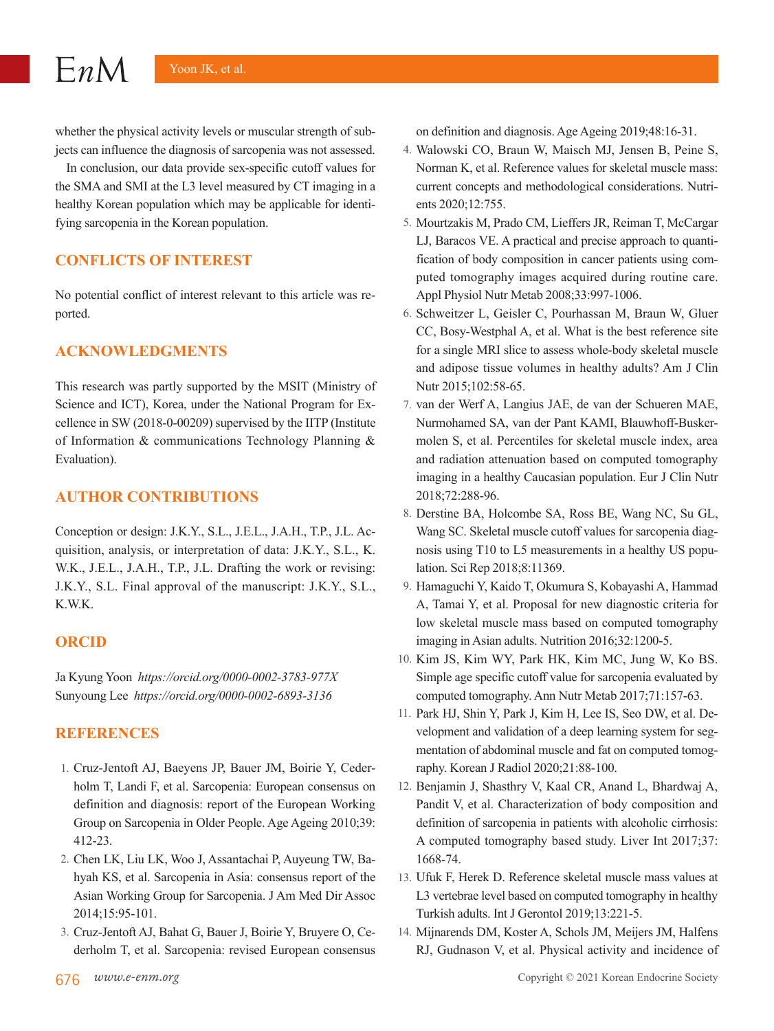whether the physical activity levels or muscular strength of subjects can influence the diagnosis of sarcopenia was not assessed.

In conclusion, our data provide sex-specific cutoff values for the SMA and SMI at the L3 level measured by CT imaging in a healthy Korean population which may be applicable for identifying sarcopenia in the Korean population.

## CONFLICTS OF INTEREST

No potential conflict of interest relevant to this article was reported.

## ACKNOWLEDGMENTS

This research was partly supported by the MSIT (Ministry of Science and ICT), Korea, under the National Program for Excellence in SW (2018-0-00209) supervised by the IITP (Institute of Information & communications Technology Planning & Evaluation).

## AUTHOR CONTRIBUTIONS

Conception or design: J.K.Y., S.L., J.E.L., J.A.H., T.P., J.L. Acquisition, analysis, or interpretation of data: J.K.Y., S.L., K.W.K., J.E.L., J.A.H., T.P., J.L. Drafting the work or revising: J.K.Y., S.L. Final approval of the manuscript: J.K.Y., S.L., K.W.K.

## ORCID

Ja Kyung Yoon *https://orcid.org/0000-0002-3783-977X*
Sunyoung Lee *https://orcid.org/0000-0002-6893-3136*

## REFERENCES

1. Cruz-Jentoft AJ, Baeyens JP, Bauer JM, Boirie Y, Cederholm T, Landi F, et al. Sarcopenia: European consensus on definition and diagnosis: report of the European Working Group on Sarcopenia in Older People. Age Ageing 2010;39:412-23.
2. Chen LK, Liu LK, Woo J, Assantachai P, Auyeung TW, Bahyah KS, et al. Sarcopenia in Asia: consensus report of the Asian Working Group for Sarcopenia. J Am Med Dir Assoc 2014;15:95-101.
3. Cruz-Jentoft AJ, Bahat G, Bauer J, Boirie Y, Bruyere O, Cederholm T, et al. Sarcopenia: revised European consensus on definition and diagnosis. Age Ageing 2019;48:16-31.
4. Walowski CO, Braun W, Maisch MJ, Jensen B, Peine S, Norman K, et al. Reference values for skeletal muscle mass: current concepts and methodological considerations. Nutrients 2020;12:755.
5. Mourtzakis M, Prado CM, Lieffers JR, Reiman T, McCargar LJ, Baracos VE. A practical and precise approach to quantification of body composition in cancer patients using computed tomography images acquired during routine care. Appl Physiol Nutr Metab 2008;33:997-1006.
6. Schweitzer L, Geisler C, Pourhassan M, Braun W, Gluer CC, Bosy-Westphal A, et al. What is the best reference site for a single MRI slice to assess whole-body skeletal muscle and adipose tissue volumes in healthy adults? Am J Clin Nutr 2015;102:58-65.
7. van der Werf A, Langius JAE, de van der Schueren MAE, Nurmohamed SA, van der Pant KAMI, Blauwhoff-Buskermolen S, et al. Percentiles for skeletal muscle index, area and radiation attenuation based on computed tomography imaging in a healthy Caucasian population. Eur J Clin Nutr 2018;72:288-96.
8. Derstine BA, Holcombe SA, Ross BE, Wang NC, Su GL, Wang SC. Skeletal muscle cutoff values for sarcopenia diagnosis using T10 to L5 measurements in a healthy US population. Sci Rep 2018;8:11369.
9. Hamaguchi Y, Kaido T, Okumura S, Kobayashi A, Hammad A, Tamai Y, et al. Proposal for new diagnostic criteria for low skeletal muscle mass based on computed tomography imaging in Asian adults. Nutrition 2016;32:1200-5.
10. Kim JS, Kim WY, Park HK, Kim MC, Jung W, Ko BS. Simple age specific cutoff value for sarcopenia evaluated by computed tomography. Ann Nutr Metab 2017;71:157-63.
11. Park HJ, Shin Y, Park J, Kim H, Lee IS, Seo DW, et al. Development and validation of a deep learning system for segmentation of abdominal muscle and fat on computed tomography. Korean J Radiol 2020;21:88-100.
12. Benjamin J, Shasthry V, Kaal CR, Anand L, Bhardwaj A, Pandit V, et al. Characterization of body composition and definition of sarcopenia in patients with alcoholic cirrhosis: A computed tomography based study. Liver Int 2017;37:1668-74.
13. Ufuk F, Herek D. Reference skeletal muscle mass values at L3 vertebrae level based on computed tomography in healthy Turkish adults. Int J Gerontol 2019;13:221-5.
14. Mijnarends DM, Koster A, Schols JM, Meijers JM, Halfens RJ, Gudnason V, et al. Physical activity and incidence of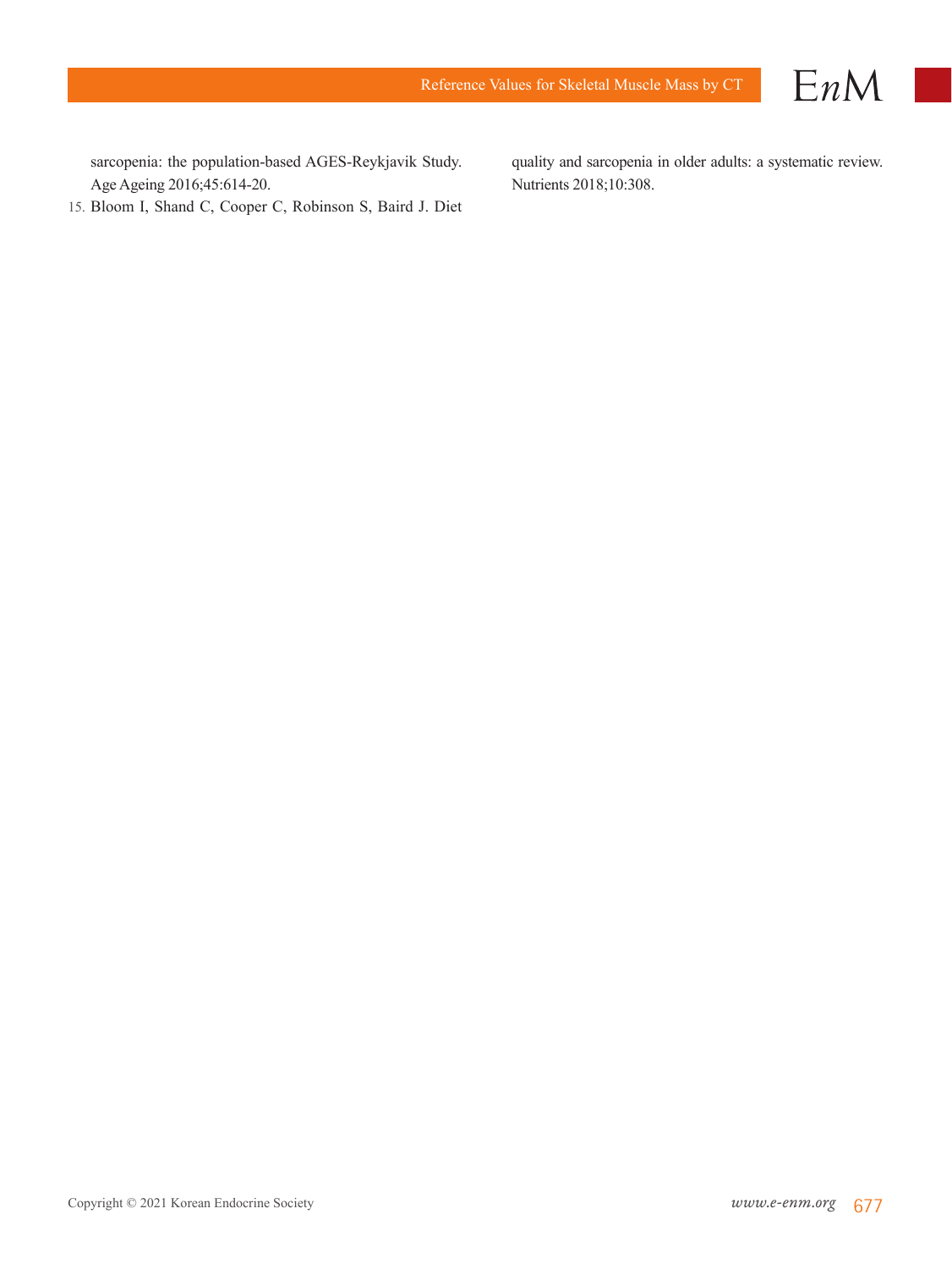sarcopenia: the population-based AGES-Reykjavik Study. Age Ageing 2016;45:614-20.

15. Bloom I, Shand C, Cooper C, Robinson S, Baird J. Diet quality and sarcopenia in older adults: a systematic review. Nutrients 2018;10:308.